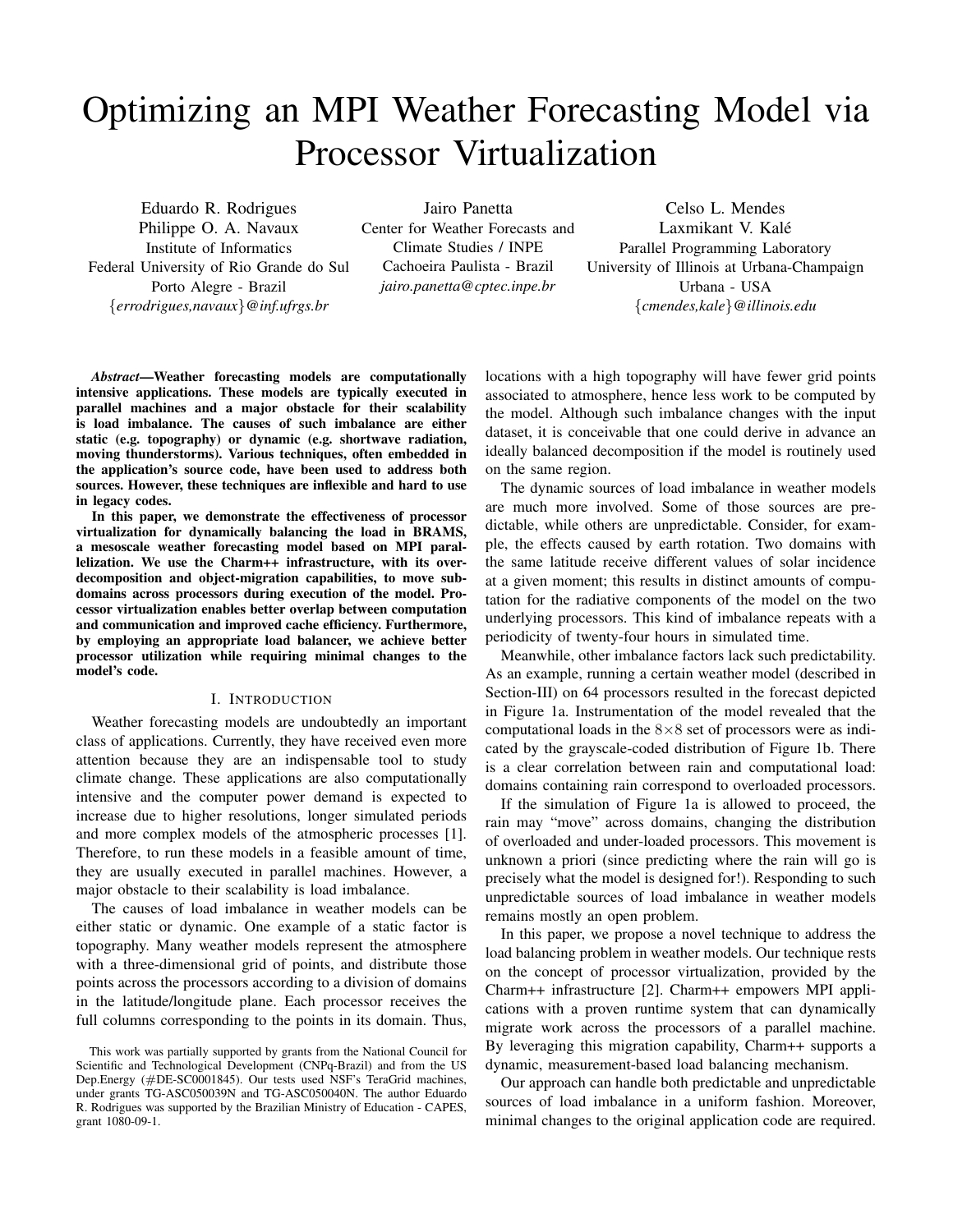# Optimizing an MPI Weather Forecasting Model via Processor Virtualization

Eduardo R. Rodrigues
Philippe O. A. Navaux
Institute of Informatics
Federal University of Rio Grande do Sul
Porto Alegre - Brazil
{*errodrigues,navaux*}*@inf.ufrgs.br*

Jairo Panetta
Center for Weather Forecasts and Climate Studies / INPE
Cachoeira Paulista - Brazil
*jairo.panetta@cptec.inpe.br*

Celso L. Mendes
Laxmikant V. Kalé
Parallel Programming Laboratory
University of Illinois at Urbana-Champaign
Urbana - USA
{*cmendes,kale*}*@illinois.edu*

***Abstract*—Weather forecasting models are computationally intensive applications. These models are typically executed in parallel machines and a major obstacle for their scalability is load imbalance. The causes of such imbalance are either static (e.g. topography) or dynamic (e.g. shortwave radiation, moving thunderstorms). Various techniques, often embedded in the application's source code, have been used to address both sources. However, these techniques are inflexible and hard to use in legacy codes.**

**In this paper, we demonstrate the effectiveness of processor virtualization for dynamically balancing the load in BRAMS, a mesoscale weather forecasting model based on MPI parallelization. We use the Charm++ infrastructure, with its over-decomposition and object-migration capabilities, to move sub-domains across processors during execution of the model. Processor virtualization enables better overlap between computation and communication and improved cache efficiency. Furthermore, by employing an appropriate load balancer, we achieve better processor utilization while requiring minimal changes to the model's code.**

## I. Introduction

Weather forecasting models are undoubtedly an important class of applications. Currently, they have received even more attention because they are an indispensable tool to study climate change. These applications are also computationally intensive and the computer power demand is expected to increase due to higher resolutions, longer simulated periods and more complex models of the atmospheric processes [1]. Therefore, to run these models in a feasible amount of time, they are usually executed in parallel machines. However, a major obstacle to their scalability is load imbalance.

The causes of load imbalance in weather models can be either static or dynamic. One example of a static factor is topography. Many weather models represent the atmosphere with a three-dimensional grid of points, and distribute those points across the processors according to a division of domains in the latitude/longitude plane. Each processor receives the full columns corresponding to the points in its domain. Thus, locations with a high topography will have fewer grid points associated to atmosphere, hence less work to be computed by the model. Although such imbalance changes with the input dataset, it is conceivable that one could derive in advance an ideally balanced decomposition if the model is routinely used on the same region.

The dynamic sources of load imbalance in weather models are much more involved. Some of those sources are predictable, while others are unpredictable. Consider, for example, the effects caused by earth rotation. Two domains with the same latitude receive different values of solar incidence at a given moment; this results in distinct amounts of computation for the radiative components of the model on the two underlying processors. This kind of imbalance repeats with a periodicity of twenty-four hours in simulated time.

Meanwhile, other imbalance factors lack such predictability. As an example, running a certain weather model (described in Section-III) on 64 processors resulted in the forecast depicted in Figure 1a. Instrumentation of the model revealed that the computational loads in the $8 \times 8$ set of processors were as indicated by the grayscale-coded distribution of Figure 1b. There is a clear correlation between rain and computational load: domains containing rain correspond to overloaded processors.

If the simulation of Figure 1a is allowed to proceed, the rain may "move" across domains, changing the distribution of overloaded and under-loaded processors. This movement is unknown a priori (since predicting where the rain will go is precisely what the model is designed for!). Responding to such unpredictable sources of load imbalance in weather models remains mostly an open problem.

In this paper, we propose a novel technique to address the load balancing problem in weather models. Our technique rests on the concept of processor virtualization, provided by the Charm++ infrastructure [2]. Charm++ empowers MPI applications with a proven runtime system that can dynamically migrate work across the processors of a parallel machine. By leveraging this migration capability, Charm++ supports a dynamic, measurement-based load balancing mechanism.

Our approach can handle both predictable and unpredictable sources of load imbalance in a uniform fashion. Moreover, minimal changes to the original application code are required.

This work was partially supported by grants from the National Council for Scientific and Technological Development (CNPq-Brazil) and from the US Dep.Energy (#DE-SC0001845). Our tests used NSF's TeraGrid machines, under grants TG-ASC050039N and TG-ASC050040N. The author Eduardo R. Rodrigues was supported by the Brazilian Ministry of Education - CAPES, grant 1080-09-1.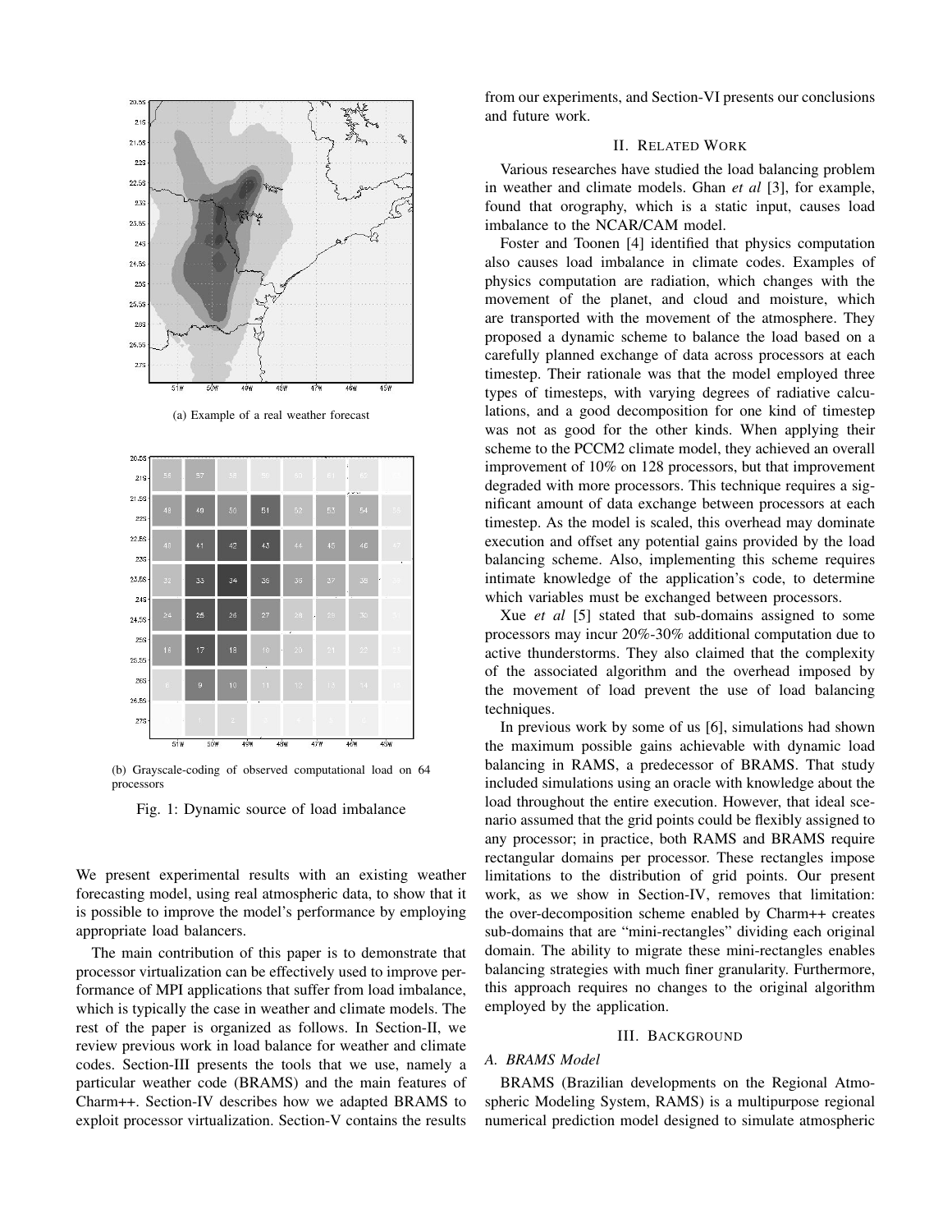(a) Example of a real weather forecast

(b) Grayscale-coding of observed computational load on 64 processors

Fig. 1: Dynamic source of load imbalance

We present experimental results with an existing weather forecasting model, using real atmospheric data, to show that it is possible to improve the model's performance by employing appropriate load balancers.

The main contribution of this paper is to demonstrate that processor virtualization can be effectively used to improve performance of MPI applications that suffer from load imbalance, which is typically the case in weather and climate models. The rest of the paper is organized as follows. In Section-II, we review previous work in load balance for weather and climate codes. Section-III presents the tools that we use, namely a particular weather code (BRAMS) and the main features of Charm++. Section-IV describes how we adapted BRAMS to exploit processor virtualization. Section-V contains the results from our experiments, and Section-VI presents our conclusions and future work.

## II. Related Work

Various researches have studied the load balancing problem in weather and climate models. Ghan *et al* [3], for example, found that orography, which is a static input, causes load imbalance to the NCAR/CAM model.

Foster and Toonen [4] identified that physics computation also causes load imbalance in climate codes. Examples of physics computation are radiation, which changes with the movement of the planet, and cloud and moisture, which are transported with the movement of the atmosphere. They proposed a dynamic scheme to balance the load based on a carefully planned exchange of data across processors at each timestep. Their rationale was that the model employed three types of timesteps, with varying degrees of radiative calculations, and a good decomposition for one kind of timestep was not as good for the other kinds. When applying their scheme to the PCCM2 climate model, they achieved an overall improvement of 10% on 128 processors, but that improvement degraded with more processors. This technique requires a significant amount of data exchange between processors at each timestep. As the model is scaled, this overhead may dominate execution and offset any potential gains provided by the load balancing scheme. Also, implementing this scheme requires intimate knowledge of the application's code, to determine which variables must be exchanged between processors.

Xue *et al* [5] stated that sub-domains assigned to some processors may incur 20%-30% additional computation due to active thunderstorms. They also claimed that the complexity of the associated algorithm and the overhead imposed by the movement of load prevent the use of load balancing techniques.

In previous work by some of us [6], simulations had shown the maximum possible gains achievable with dynamic load balancing in RAMS, a predecessor of BRAMS. That study included simulations using an oracle with knowledge about the load throughout the entire execution. However, that ideal scenario assumed that the grid points could be flexibly assigned to any processor; in practice, both RAMS and BRAMS require rectangular domains per processor. These rectangles impose limitations to the distribution of grid points. Our present work, as we show in Section-IV, removes that limitation: the over-decomposition scheme enabled by Charm++ creates sub-domains that are "mini-rectangles" dividing each original domain. The ability to migrate these mini-rectangles enables balancing strategies with much finer granularity. Furthermore, this approach requires no changes to the original algorithm employed by the application.

## III. Background

### A. BRAMS Model

BRAMS (Brazilian developments on the Regional Atmospheric Modeling System, RAMS) is a multipurpose regional numerical prediction model designed to simulate atmospheric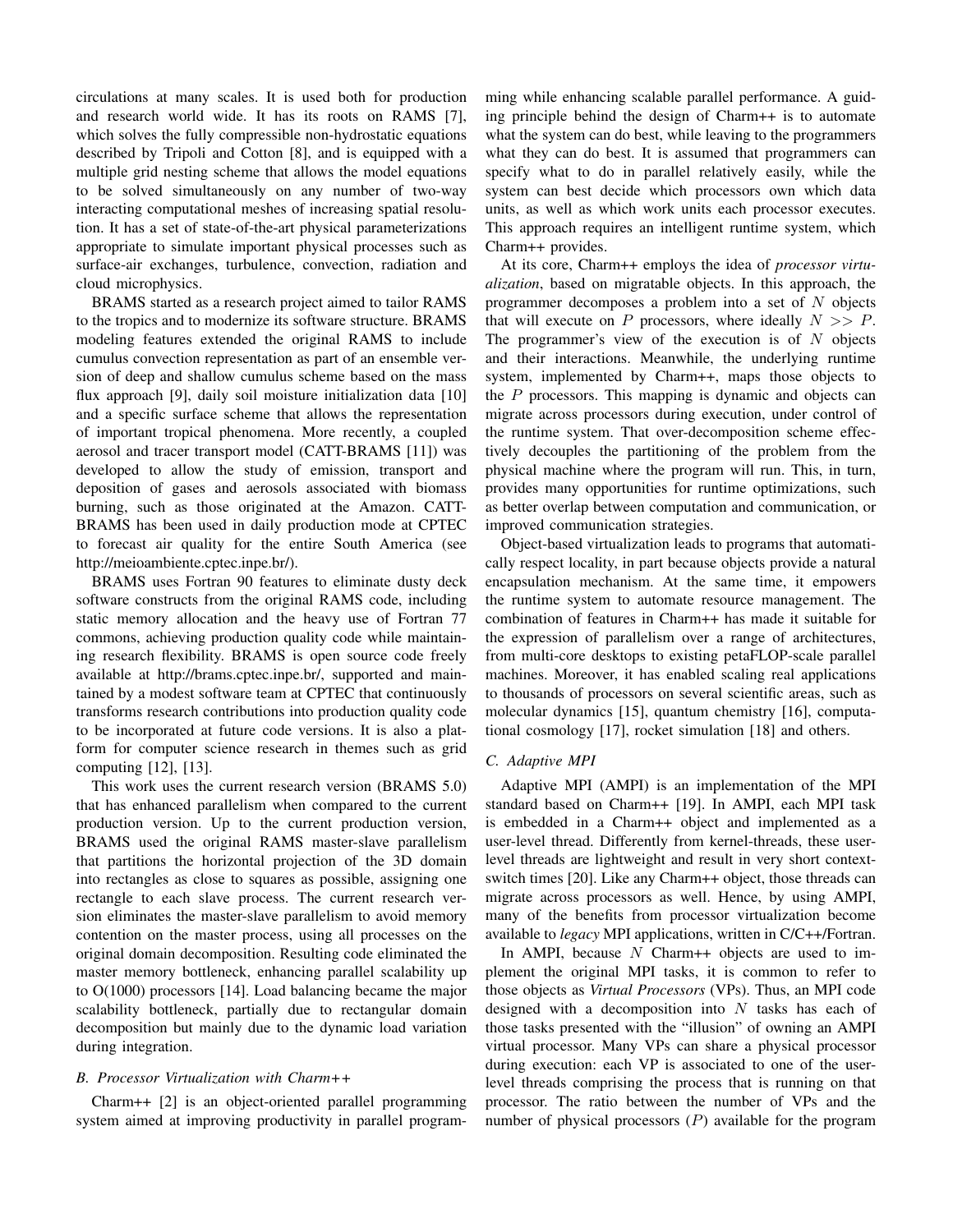circulations at many scales. It is used both for production and research world wide. It has its roots on RAMS [7], which solves the fully compressible non-hydrostatic equations described by Tripoli and Cotton [8], and is equipped with a multiple grid nesting scheme that allows the model equations to be solved simultaneously on any number of two-way interacting computational meshes of increasing spatial resolution. It has a set of state-of-the-art physical parameterizations appropriate to simulate important physical processes such as surface-air exchanges, turbulence, convection, radiation and cloud microphysics.

BRAMS started as a research project aimed to tailor RAMS to the tropics and to modernize its software structure. BRAMS modeling features extended the original RAMS to include cumulus convection representation as part of an ensemble version of deep and shallow cumulus scheme based on the mass flux approach [9], daily soil moisture initialization data [10] and a specific surface scheme that allows the representation of important tropical phenomena. More recently, a coupled aerosol and tracer transport model (CATT-BRAMS [11]) was developed to allow the study of emission, transport and deposition of gases and aerosols associated with biomass burning, such as those originated at the Amazon. CATT-BRAMS has been used in daily production mode at CPTEC to forecast air quality for the entire South America (see http://meioambiente.cptec.inpe.br/).

BRAMS uses Fortran 90 features to eliminate dusty deck software constructs from the original RAMS code, including static memory allocation and the heavy use of Fortran 77 commons, achieving production quality code while maintaining research flexibility. BRAMS is open source code freely available at http://brams.cptec.inpe.br/, supported and maintained by a modest software team at CPTEC that continuously transforms research contributions into production quality code to be incorporated at future code versions. It is also a platform for computer science research in themes such as grid computing [12], [13].

This work uses the current research version (BRAMS 5.0) that has enhanced parallelism when compared to the current production version. Up to the current production version, BRAMS used the original RAMS master-slave parallelism that partitions the horizontal projection of the 3D domain into rectangles as close to squares as possible, assigning one rectangle to each slave process. The current research version eliminates the master-slave parallelism to avoid memory contention on the master process, using all processes on the original domain decomposition. Resulting code eliminated the master memory bottleneck, enhancing parallel scalability up to O(1000) processors [14]. Load balancing became the major scalability bottleneck, partially due to rectangular domain decomposition but mainly due to the dynamic load variation during integration.

### *B. Processor Virtualization with Charm++*

Charm++ [2] is an object-oriented parallel programming system aimed at improving productivity in parallel programming while enhancing scalable parallel performance. A guiding principle behind the design of Charm++ is to automate what the system can do best, while leaving to the programmers what they can do best. It is assumed that programmers can specify what to do in parallel relatively easily, while the system can best decide which processors own which data units, as well as which work units each processor executes. This approach requires an intelligent runtime system, which Charm++ provides.

At its core, Charm++ employs the idea of *processor virtualization*, based on migratable objects. In this approach, the programmer decomposes a problem into a set of $N$ objects that will execute on $P$ processors, where ideally $N >> P$. The programmer's view of the execution is of $N$ objects and their interactions. Meanwhile, the underlying runtime system, implemented by Charm++, maps those objects to the $P$ processors. This mapping is dynamic and objects can migrate across processors during execution, under control of the runtime system. That over-decomposition scheme effectively decouples the partitioning of the problem from the physical machine where the program will run. This, in turn, provides many opportunities for runtime optimizations, such as better overlap between computation and communication, or improved communication strategies.

Object-based virtualization leads to programs that automatically respect locality, in part because objects provide a natural encapsulation mechanism. At the same time, it empowers the runtime system to automate resource management. The combination of features in Charm++ has made it suitable for the expression of parallelism over a range of architectures, from multi-core desktops to existing petaFLOP-scale parallel machines. Moreover, it has enabled scaling real applications to thousands of processors on several scientific areas, such as molecular dynamics [15], quantum chemistry [16], computational cosmology [17], rocket simulation [18] and others.

### *C. Adaptive MPI*

Adaptive MPI (AMPI) is an implementation of the MPI standard based on Charm++ [19]. In AMPI, each MPI task is embedded in a Charm++ object and implemented as a user-level thread. Differently from kernel-threads, these user-level threads are lightweight and result in very short context-switch times [20]. Like any Charm++ object, those threads can migrate across processors as well. Hence, by using AMPI, many of the benefits from processor virtualization become available to *legacy* MPI applications, written in C/C++/Fortran.

In AMPI, because $N$ Charm++ objects are used to implement the original MPI tasks, it is common to refer to those objects as *Virtual Processors* (VPs). Thus, an MPI code designed with a decomposition into $N$ tasks has each of those tasks presented with the "illusion" of owning an AMPI virtual processor. Many VPs can share a physical processor during execution: each VP is associated to one of the user-level threads comprising the process that is running on that processor. The ratio between the number of VPs and the number of physical processors ($P$) available for the program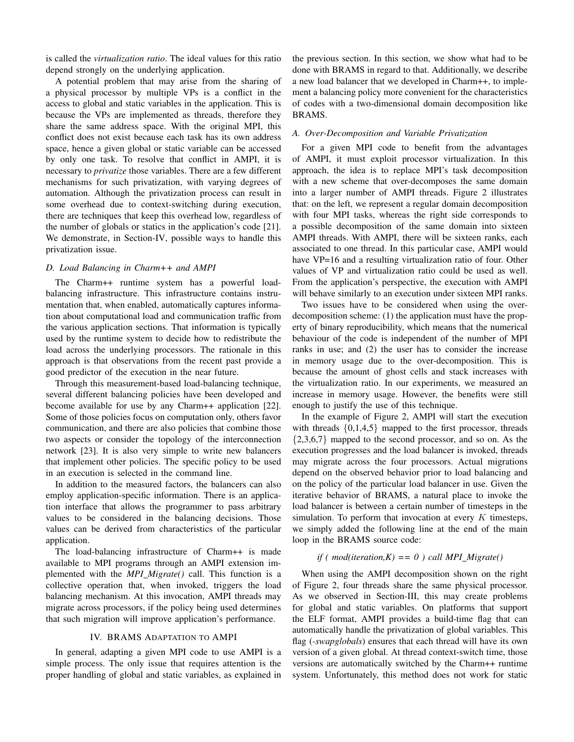is called the *virtualization ratio*. The ideal values for this ratio depend strongly on the underlying application.

A potential problem that may arise from the sharing of a physical processor by multiple VPs is a conflict in the access to global and static variables in the application. This is because the VPs are implemented as threads, therefore they share the same address space. With the original MPI, this conflict does not exist because each task has its own address space, hence a given global or static variable can be accessed by only one task. To resolve that conflict in AMPI, it is necessary to *privatize* those variables. There are a few different mechanisms for such privatization, with varying degrees of automation. Although the privatization process can result in some overhead due to context-switching during execution, there are techniques that keep this overhead low, regardless of the number of globals or statics in the application's code [21]. We demonstrate, in Section-IV, possible ways to handle this privatization issue.

### D. Load Balancing in Charm++ and AMPI

The Charm++ runtime system has a powerful load-balancing infrastructure. This infrastructure contains instrumentation that, when enabled, automatically captures information about computational load and communication traffic from the various application sections. That information is typically used by the runtime system to decide how to redistribute the load across the underlying processors. The rationale in this approach is that observations from the recent past provide a good predictor of the execution in the near future.

Through this measurement-based load-balancing technique, several different balancing policies have been developed and become available for use by any Charm++ application [22]. Some of those policies focus on computation only, others favor communication, and there are also policies that combine those two aspects or consider the topology of the interconnection network [23]. It is also very simple to write new balancers that implement other policies. The specific policy to be used in an execution is selected in the command line.

In addition to the measured factors, the balancers can also employ application-specific information. There is an application interface that allows the programmer to pass arbitrary values to be considered in the balancing decisions. Those values can be derived from characteristics of the particular application.

The load-balancing infrastructure of Charm++ is made available to MPI programs through an AMPI extension implemented with the *MPI_Migrate()* call. This function is a collective operation that, when invoked, triggers the load balancing mechanism. At this invocation, AMPI threads may migrate across processors, if the policy being used determines that such migration will improve application's performance.

## IV. BRAMS Adaptation to AMPI

In general, adapting a given MPI code to use AMPI is a simple process. The only issue that requires attention is the proper handling of global and static variables, as explained in the previous section. In this section, we show what had to be done with BRAMS in regard to that. Additionally, we describe a new load balancer that we developed in Charm++, to implement a balancing policy more convenient for the characteristics of codes with a two-dimensional domain decomposition like BRAMS.

### A. Over-Decomposition and Variable Privatization

For a given MPI code to benefit from the advantages of AMPI, it must exploit processor virtualization. In this approach, the idea is to replace MPI's task decomposition with a new scheme that over-decomposes the same domain into a larger number of AMPI threads. Figure 2 illustrates that: on the left, we represent a regular domain decomposition with four MPI tasks, whereas the right side corresponds to a possible decomposition of the same domain into sixteen AMPI threads. With AMPI, there will be sixteen ranks, each associated to one thread. In this particular case, AMPI would have VP=16 and a resulting virtualization ratio of four. Other values of VP and virtualization ratio could be used as well. From the application's perspective, the execution with AMPI will behave similarly to an execution under sixteen MPI ranks.

Two issues have to be considered when using the over-decomposition scheme: (1) the application must have the property of binary reproducibility, which means that the numerical behaviour of the code is independent of the number of MPI ranks in use; and (2) the user has to consider the increase in memory usage due to the over-decomposition. This is because the amount of ghost cells and stack increases with the virtualization ratio. In our experiments, we measured an increase in memory usage. However, the benefits were still enough to justify the use of this technique.

In the example of Figure 2, AMPI will start the execution with threads $\{0,1,4,5\}$ mapped to the first processor, threads $\{2,3,6,7\}$ mapped to the second processor, and so on. As the execution progresses and the load balancer is invoked, threads may migrate across the four processors. Actual migrations depend on the observed behavior prior to load balancing and on the policy of the particular load balancer in use. Given the iterative behavior of BRAMS, a natural place to invoke the load balancer is between a certain number of timesteps in the simulation. To perform that invocation at every $K$ timesteps, we simply added the following line at the end of the main loop in the BRAMS source code:

```
if ( mod(iteration,K) == 0 ) call MPI_Migrate()
```

When using the AMPI decomposition shown on the right of Figure 2, four threads share the same physical processor. As we observed in Section-III, this may create problems for global and static variables. On platforms that support the ELF format, AMPI provides a build-time flag that can automatically handle the privatization of global variables. This flag (*-swapglobals*) ensures that each thread will have its own version of a given global. At thread context-switch time, those versions are automatically switched by the Charm++ runtime system. Unfortunately, this method does not work for static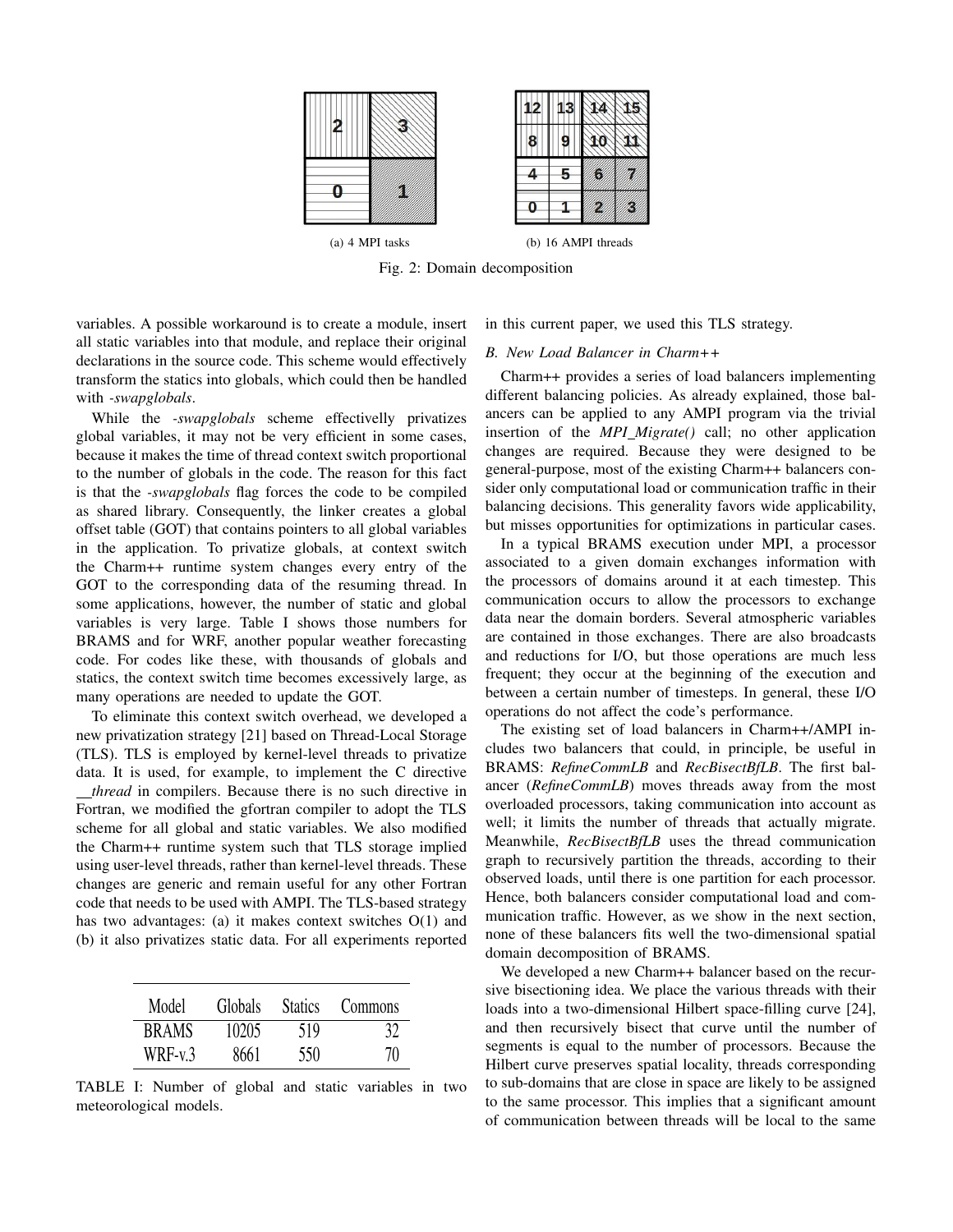(a) 4 MPI tasks

(b) 16 AMPI threads

Fig. 2: Domain decomposition

variables. A possible workaround is to create a module, insert all static variables into that module, and replace their original declarations in the source code. This scheme would effectively transform the statics into globals, which could then be handled with *-swapglobals*.

While the *-swapglobals* scheme effectivelly privatizes global variables, it may not be very efficient in some cases, because it makes the time of thread context switch proportional to the number of globals in the code. The reason for this fact is that the *-swapglobals* flag forces the code to be compiled as shared library. Consequently, the linker creates a global offset table (GOT) that contains pointers to all global variables in the application. To privatize globals, at context switch the Charm++ runtime system changes every entry of the GOT to the corresponding data of the resuming thread. In some applications, however, the number of static and global variables is very large. Table I shows those numbers for BRAMS and for WRF, another popular weather forecasting code. For codes like these, with thousands of globals and statics, the context switch time becomes excessively large, as many operations are needed to update the GOT.

To eliminate this context switch overhead, we developed a new privatization strategy [21] based on Thread-Local Storage (TLS). TLS is employed by kernel-level threads to privatize data. It is used, for example, to implement the C directive *__thread* in compilers. Because there is no such directive in Fortran, we modified the gfortran compiler to adopt the TLS scheme for all global and static variables. We also modified the Charm++ runtime system such that TLS storage implied using user-level threads, rather than kernel-level threads. These changes are generic and remain useful for any other Fortran code that needs to be used with AMPI. The TLS-based strategy has two advantages: (a) it makes context switches O(1) and (b) it also privatizes static data. For all experiments reported in this current paper, we used this TLS strategy.

| Model | Globals | Statics | Commons |
|---|---|---|---|
| BRAMS | 10205 | 519 | 32 |
| WRF-v.3 | 8661 | 550 | 70 |

TABLE I: Number of global and static variables in two meteorological models.

### B. New Load Balancer in Charm++

Charm++ provides a series of load balancers implementing different balancing policies. As already explained, those balancers can be applied to any AMPI program via the trivial insertion of the *MPI_Migrate()* call; no other application changes are required. Because they were designed to be general-purpose, most of the existing Charm++ balancers consider only computational load or communication traffic in their balancing decisions. This generality favors wide applicability, but misses opportunities for optimizations in particular cases.

In a typical BRAMS execution under MPI, a processor associated to a given domain exchanges information with the processors of domains around it at each timestep. This communication occurs to allow the processors to exchange data near the domain borders. Several atmospheric variables are contained in those exchanges. There are also broadcasts and reductions for I/O, but those operations are much less frequent; they occur at the beginning of the execution and between a certain number of timesteps. In general, these I/O operations do not affect the code's performance.

The existing set of load balancers in Charm++/AMPI includes two balancers that could, in principle, be useful in BRAMS: *RefineCommLB* and *RecBisectBfLB*. The first balancer (*RefineCommLB*) moves threads away from the most overloaded processors, taking communication into account as well; it limits the number of threads that actually migrate. Meanwhile, *RecBisectBfLB* uses the thread communication graph to recursively partition the threads, according to their observed loads, until there is one partition for each processor. Hence, both balancers consider computational load and communication traffic. However, as we show in the next section, none of these balancers fits well the two-dimensional spatial domain decomposition of BRAMS.

We developed a new Charm++ balancer based on the recursive bisection idea. We place the various threads with their loads into a two-dimensional Hilbert space-filling curve [24], and then recursively bisect that curve until the number of segments is equal to the number of processors. Because the Hilbert curve preserves spatial locality, threads corresponding to sub-domains that are close in space are likely to be assigned to the same processor. This implies that a significant amount of communication between threads will be local to the same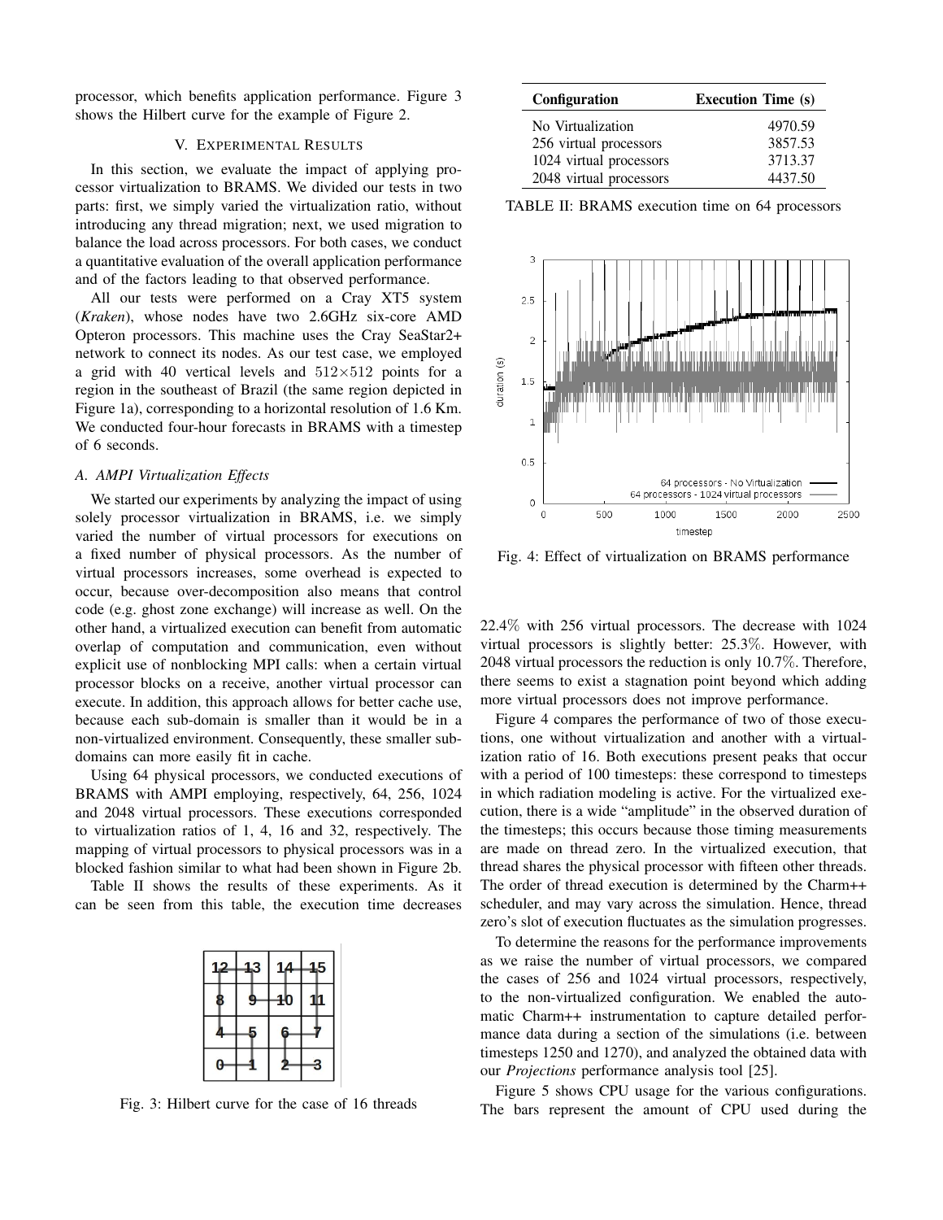processor, which benefits application performance. Figure 3 shows the Hilbert curve for the example of Figure 2.

## V. Experimental Results

In this section, we evaluate the impact of applying processor virtualization to BRAMS. We divided our tests in two parts: first, we simply varied the virtualization ratio, without introducing any thread migration; next, we used migration to balance the load across processors. For both cases, we conduct a quantitative evaluation of the overall application performance and of the factors leading to that observed performance.

All our tests were performed on a Cray XT5 system (*Kraken*), whose nodes have two 2.6GHz six-core AMD Opteron processors. This machine uses the Cray SeaStar2+ network to connect its nodes. As our test case, we employed a grid with 40 vertical levels and $512 \times 512$ points for a region in the southeast of Brazil (the same region depicted in Figure 1a), corresponding to a horizontal resolution of 1.6 Km. We conducted four-hour forecasts in BRAMS with a timestep of 6 seconds.

### A. AMPI Virtualization Effects

We started our experiments by analyzing the impact of using solely processor virtualization in BRAMS, i.e. we simply varied the number of virtual processors for executions on a fixed number of physical processors. As the number of virtual processors increases, some overhead is expected to occur, because over-decomposition also means that control code (e.g. ghost zone exchange) will increase as well. On the other hand, a virtualized execution can benefit from automatic overlap of computation and communication, even without explicit use of nonblocking MPI calls: when a certain virtual processor blocks on a receive, another virtual processor can execute. In addition, this approach allows for better cache use, because each sub-domain is smaller than it would be in a non-virtualized environment. Consequently, these smaller sub-domains can more easily fit in cache.

Using 64 physical processors, we conducted executions of BRAMS with AMPI employing, respectively, 64, 256, 1024 and 2048 virtual processors. These executions corresponded to virtualization ratios of 1, 4, 16 and 32, respectively. The mapping of virtual processors to physical processors was in a blocked fashion similar to what had been shown in Figure 2b.

Table II shows the results of these experiments. As it can be seen from this table, the execution time decreases 22.4% with 256 virtual processors. The decrease with 1024 virtual processors is slightly better: 25.3%. However, with 2048 virtual processors the reduction is only 10.7%. Therefore, there seems to exist a stagnation point beyond which adding more virtual processors does not improve performance.

| Configuration | Execution Time (s) |
|---|---|
| No Virtualization | 4970.59 |
| 256 virtual processors | 3857.53 |
| 1024 virtual processors | 3713.37 |
| 2048 virtual processors | 4437.50 |

TABLE II: BRAMS execution time on 64 processors

Fig. 3: Hilbert curve for the case of 16 threads

Fig. 4: Effect of virtualization on BRAMS performance

Figure 4 compares the performance of two of those executions, one without virtualization and another with a virtualization ratio of 16. Both executions present peaks that occur with a period of 100 timesteps: these correspond to timesteps in which radiation modeling is active. For the virtualized execution, there is a wide "amplitude" in the observed duration of the timesteps; this occurs because those timing measurements are made on thread zero. In the virtualized execution, that thread shares the physical processor with fifteen other threads. The order of thread execution is determined by the Charm++ scheduler, and may vary across the simulation. Hence, thread zero's slot of execution fluctuates as the simulation progresses.

To determine the reasons for the performance improvements as we raise the number of virtual processors, we compared the cases of 256 and 1024 virtual processors, respectively, to the non-virtualized configuration. We enabled the automatic Charm++ instrumentation to capture detailed performance data during a section of the simulations (i.e. between timesteps 1250 and 1270), and analyzed the obtained data with our *Projections* performance analysis tool [25].

Figure 5 shows CPU usage for the various configurations. The bars represent the amount of CPU used during the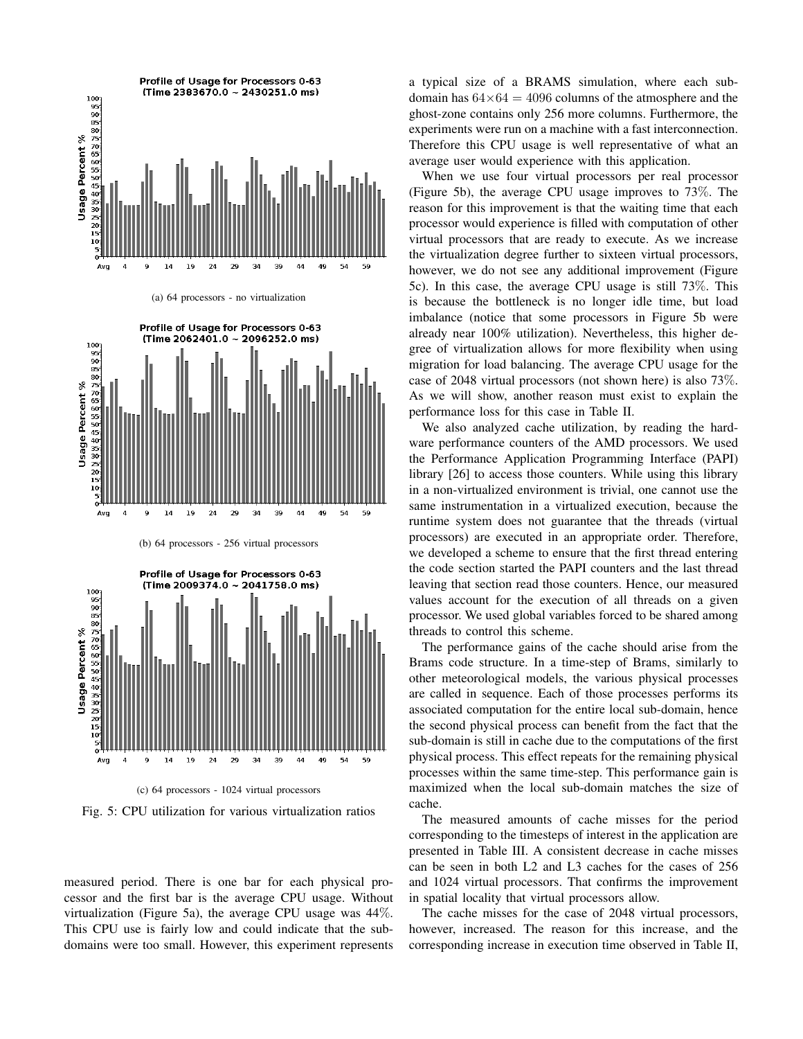(a) 64 processors - no virtualization

(b) 64 processors - 256 virtual processors

(c) 64 processors - 1024 virtual processors

Fig. 5: CPU utilization for various virtualization ratios

measured period. There is one bar for each physical processor and the first bar is the average CPU usage. Without virtualization (Figure 5a), the average CPU usage was 44%. This CPU use is fairly low and could indicate that the sub-domains were too small. However, this experiment represents a typical size of a BRAMS simulation, where each sub-domain has $64 \times 64 = 4096$ columns of the atmosphere and the ghost-zone contains only 256 more columns. Furthermore, the experiments were run on a machine with a fast interconnection. Therefore this CPU usage is well representative of what an average user would experience with this application.

When we use four virtual processors per real processor (Figure 5b), the average CPU usage improves to 73%. The reason for this improvement is that the waiting time that each processor would experience is filled with computation of other virtual processors that are ready to execute. As we increase the virtualization degree further to sixteen virtual processors, however, we do not see any additional improvement (Figure 5c). In this case, the average CPU usage is still 73%. This is because the bottleneck is no longer idle time, but load imbalance (notice that some processors in Figure 5b were already near 100% utilization). Nevertheless, this higher degree of virtualization allows for more flexibility when using migration for load balancing. The average CPU usage for the case of 2048 virtual processors (not shown here) is also 73%. As we will show, another reason must exist to explain the performance loss for this case in Table II.

We also analyzed cache utilization, by reading the hardware performance counters of the AMD processors. We used the Performance Application Programming Interface (PAPI) library [26] to access those counters. While using this library in a non-virtualized environment is trivial, one cannot use the same instrumentation in a virtualized execution, because the runtime system does not guarantee that the threads (virtual processors) are executed in an appropriate order. Therefore, we developed a scheme to ensure that the first thread entering the code section started the PAPI counters and the last thread leaving that section read those counters. Hence, our measured values account for the execution of all threads on a given processor. We used global variables forced to be shared among threads to control this scheme.

The performance gains of the cache should arise from the Brams code structure. In a time-step of Brams, similarly to other meteorological models, the various physical processes are called in sequence. Each of those processes performs its associated computation for the entire local sub-domain, hence the second physical process can benefit from the fact that the sub-domain is still in cache due to the computations of the first physical process. This effect repeats for the remaining physical processes within the same time-step. This performance gain is maximized when the local sub-domain matches the size of cache.

The measured amounts of cache misses for the period corresponding to the timesteps of interest in the application are presented in Table III. A consistent decrease in cache misses can be seen in both L2 and L3 caches for the cases of 256 and 1024 virtual processors. That confirms the improvement in spatial locality that virtual processors allow.

The cache misses for the case of 2048 virtual processors, however, increased. The reason for this increase, and the corresponding increase in execution time observed in Table II,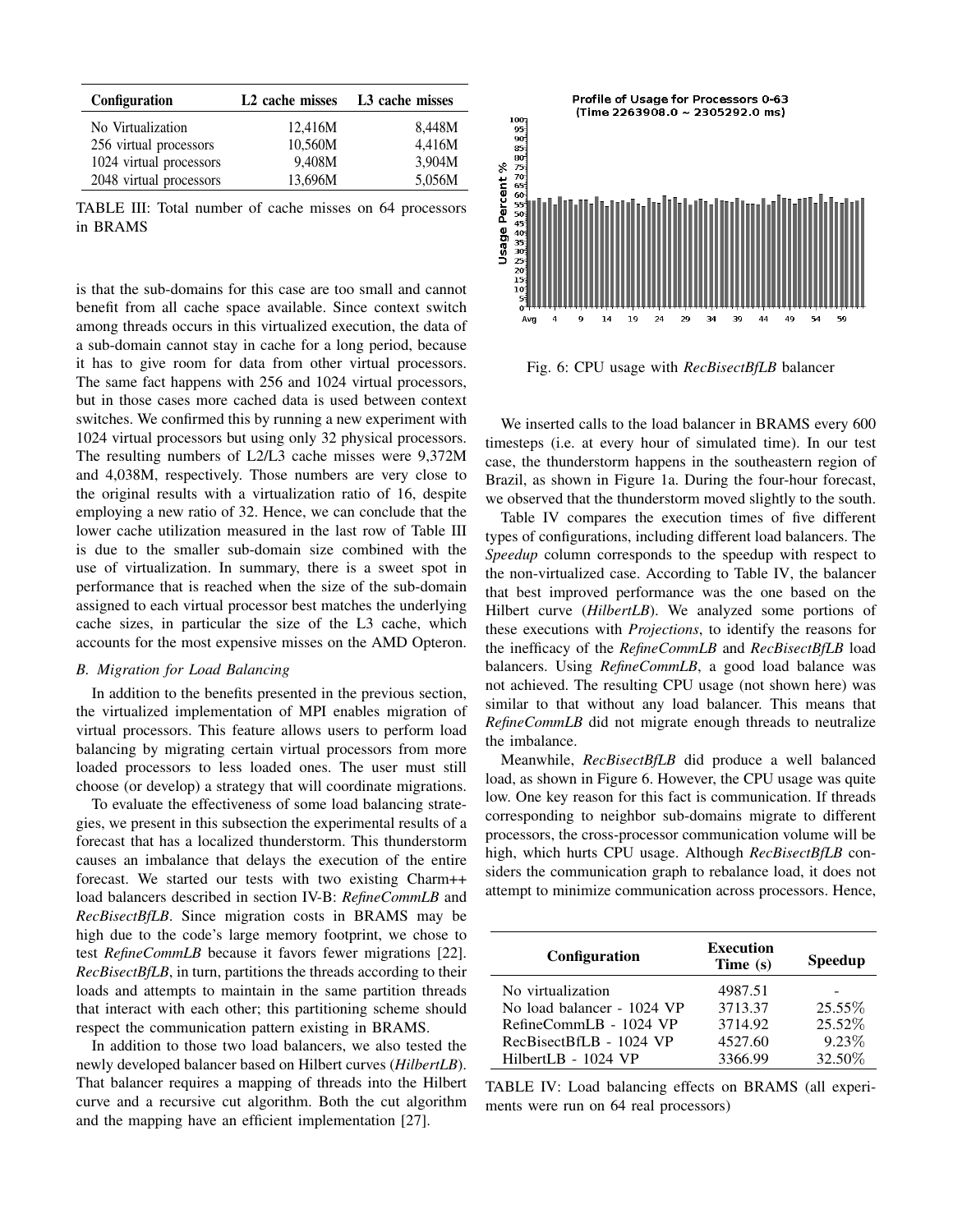| Configuration | L2 cache misses | L3 cache misses |
|---|---|---|
| No Virtualization | 12,416M | 8,448M |
| 256 virtual processors | 10,560M | 4,416M |
| 1024 virtual processors | 9,408M | 3,904M |
| 2048 virtual processors | 13,696M | 5,056M |

TABLE III: Total number of cache misses on 64 processors in BRAMS

is that the sub-domains for this case are too small and cannot benefit from all cache space available. Since context switch among threads occurs in this virtualized execution, the data of a sub-domain cannot stay in cache for a long period, because it has to give room for data from other virtual processors. The same fact happens with 256 and 1024 virtual processors, but in those cases more cached data is used between context switches. We confirmed this by running a new experiment with 1024 virtual processors but using only 32 physical processors. The resulting numbers of L2/L3 cache misses were 9,372M and 4,038M, respectively. Those numbers are very close to the original results with a virtualization ratio of 16, despite employing a new ratio of 32. Hence, we can conclude that the lower cache utilization measured in the last row of Table III is due to the smaller sub-domain size combined with the use of virtualization. In summary, there is a sweet spot in performance that is reached when the size of the sub-domain assigned to each virtual processor best matches the underlying cache sizes, in particular the size of the L3 cache, which accounts for the most expensive misses on the AMD Opteron.

### B. Migration for Load Balancing

In addition to the benefits presented in the previous section, the virtualized implementation of MPI enables migration of virtual processors. This feature allows users to perform load balancing by migrating certain virtual processors from more loaded processors to less loaded ones. The user must still choose (or develop) a strategy that will coordinate migrations.

To evaluate the effectiveness of some load balancing strategies, we present in this subsection the experimental results of a forecast that has a localized thunderstorm. This thunderstorm causes an imbalance that delays the execution of the entire forecast. We started our tests with two existing Charm++ load balancers described in section IV-B: *RefineCommLB* and *RecBisectBfLB*. Since migration costs in BRAMS may be high due to the code's large memory footprint, we chose to test *RefineCommLB* because it favors fewer migrations [22]. *RecBisectBfLB*, in turn, partitions the threads according to their loads and attempts to maintain in the same partition threads that interact with each other; this partitioning scheme should respect the communication pattern existing in BRAMS.

In addition to those two load balancers, we also tested the newly developed balancer based on Hilbert curves (*HilbertLB*). That balancer requires a mapping of threads into the Hilbert curve and a recursive cut algorithm. Both the cut algorithm and the mapping have an efficient implementation [27].

Profile of Usage for Processors 0-63
(Time 2263908.0 ~ 2305292.0 ms)
Usage Percent %
100 95 90 85 80 75 70 65 60 55 50 45 40 35 30 25 20 15 10 5 0
Avg 4 9 14 19 24 29 34 39 44 49 54 59

Fig. 6: CPU usage with *RecBisectBfLB* balancer

We inserted calls to the load balancer in BRAMS every 600 timesteps (i.e. at every hour of simulated time). In our test case, the thunderstorm happens in the southeastern region of Brazil, as shown in Figure 1a. During the four-hour forecast, we observed that the thunderstorm moved slightly to the south.

Table IV compares the execution times of five different types of configurations, including different load balancers. The *Speedup* column corresponds to the speedup with respect to the non-virtualized case. According to Table IV, the balancer that best improved performance was the one based on the Hilbert curve (*HilbertLB*). We analyzed some portions of these executions with *Projections*, to identify the reasons for the inefficacy of the *RefineCommLB* and *RecBisectBfLB* load balancers. Using *RefineCommLB*, a good load balance was not achieved. The resulting CPU usage (not shown here) was similar to that without any load balancer. This means that *RefineCommLB* did not migrate enough threads to neutralize the imbalance.

Meanwhile, *RecBisectBfLB* did produce a well balanced load, as shown in Figure 6. However, the CPU usage was quite low. One key reason for this fact is communication. If threads corresponding to neighbor sub-domains migrate to different processors, the cross-processor communication volume will be high, which hurts CPU usage. Although *RecBisectBfLB* considers the communication graph to rebalance load, it does not attempt to minimize communication across processors. Hence,

| Configuration | Execution Time (s) | Speedup |
|---|---|---|
| No virtualization | 4987.51 | - |
| No load balancer - 1024 VP | 3713.37 | 25.55% |
| RefineCommLB - 1024 VP | 3714.92 | 25.52% |
| RecBisectBfLB - 1024 VP | 4527.60 | 9.23% |
| HilbertLB - 1024 VP | 3366.99 | 32.50% |

TABLE IV: Load balancing effects on BRAMS (all experiments were run on 64 real processors)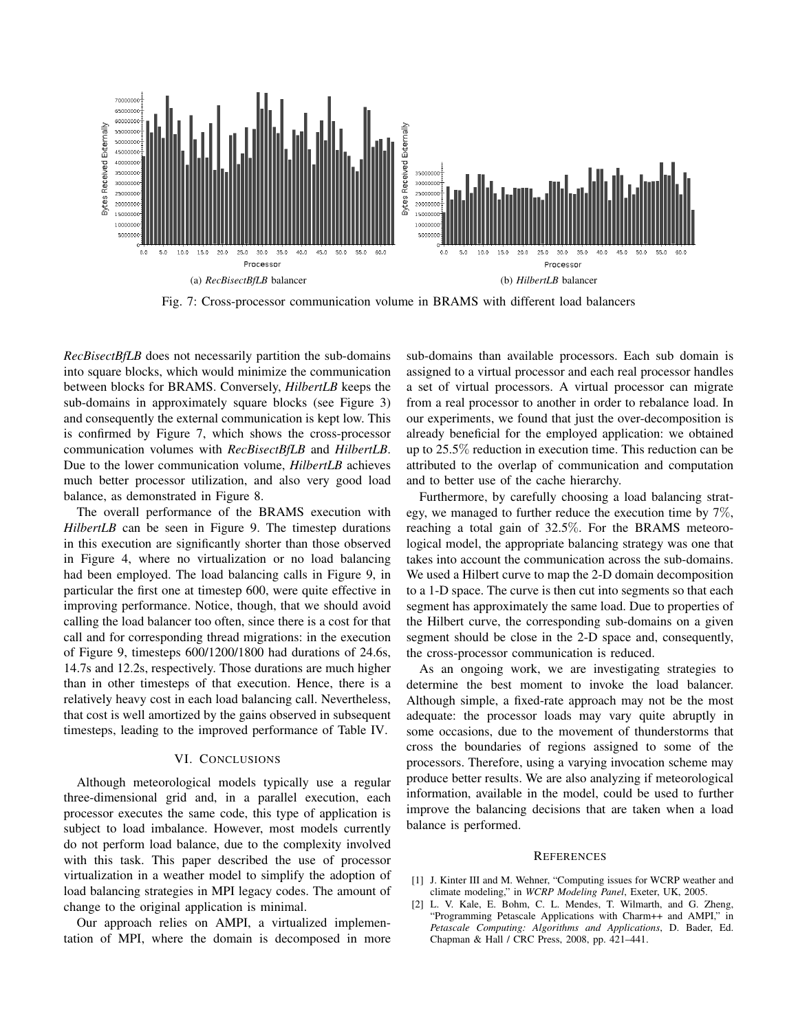(a) *RecBisectBfLB* balancer

(b) *HilbertLB* balancer

Fig. 7: Cross-processor communication volume in BRAMS with different load balancers

*RecBisectBfLB* does not necessarily partition the sub-domains into square blocks, which would minimize the communication between blocks for BRAMS. Conversely, *HilbertLB* keeps the sub-domains in approximately square blocks (see Figure 3) and consequently the external communication is kept low. This is confirmed by Figure 7, which shows the cross-processor communication volumes with *RecBisectBfLB* and *HilbertLB*. Due to the lower communication volume, *HilbertLB* achieves much better processor utilization, and also very good load balance, as demonstrated in Figure 8.

The overall performance of the BRAMS execution with *HilbertLB* can be seen in Figure 9. The timestep durations in this execution are significantly shorter than those observed in Figure 4, where no virtualization or no load balancing had been employed. The load balancing calls in Figure 9, in particular the first one at timestep 600, were quite effective in improving performance. Notice, though, that we should avoid calling the load balancer too often, since there is a cost for that call and for corresponding thread migrations: in the execution of Figure 9, timesteps 600/1200/1800 had durations of 24.6s, 14.7s and 12.2s, respectively. Those durations are much higher than in other timesteps of that execution. Hence, there is a relatively heavy cost in each load balancing call. Nevertheless, that cost is well amortized by the gains observed in subsequent timesteps, leading to the improved performance of Table IV.

## VI. Conclusions

Although meteorological models typically use a regular three-dimensional grid and, in a parallel execution, each processor executes the same code, this type of application is subject to load imbalance. However, most models currently do not perform load balance, due to the complexity involved with this task. This paper described the use of processor virtualization in a weather model to simplify the adoption of load balancing strategies in MPI legacy codes. The amount of change to the original application is minimal.

Our approach relies on AMPI, a virtualized implementation of MPI, where the domain is decomposed in more sub-domains than available processors. Each sub domain is assigned to a virtual processor and each real processor handles a set of virtual processors. A virtual processor can migrate from a real processor to another in order to rebalance load. In our experiments, we found that just the over-decomposition is already beneficial for the employed application: we obtained up to 25.5% reduction in execution time. This reduction can be attributed to the overlap of communication and computation and to better use of the cache hierarchy.

Furthermore, by carefully choosing a load balancing strategy, we managed to further reduce the execution time by 7%, reaching a total gain of 32.5%. For the BRAMS meteorological model, the appropriate balancing strategy was one that takes into account the communication across the sub-domains. We used a Hilbert curve to map the 2-D domain decomposition to a 1-D space. The curve is then cut into segments so that each segment has approximately the same load. Due to properties of the Hilbert curve, the corresponding sub-domains on a given segment should be close in the 2-D space and, consequently, the cross-processor communication is reduced.

As an ongoing work, we are investigating strategies to determine the best moment to invoke the load balancer. Although simple, a fixed-rate approach may not be the most adequate: the processor loads may vary quite abruptly in some occasions, due to the movement of thunderstorms that cross the boundaries of regions assigned to some of the processors. Therefore, using a varying invocation scheme may produce better results. We are also analyzing if meteorological information, available in the model, could be used to further improve the balancing decisions that are taken when a load balance is performed.

## References

[1] J. Kinter III and M. Wehner, "Computing issues for WCRP weather and climate modeling," in *WCRP Modeling Panel*, Exeter, UK, 2005.

[2] L. V. Kale, E. Bohm, C. L. Mendes, T. Wilmarth, and G. Zheng, "Programming Petascale Applications with Charm++ and AMPI," in *Petascale Computing: Algorithms and Applications*, D. Bader, Ed. Chapman & Hall / CRC Press, 2008, pp. 421–441.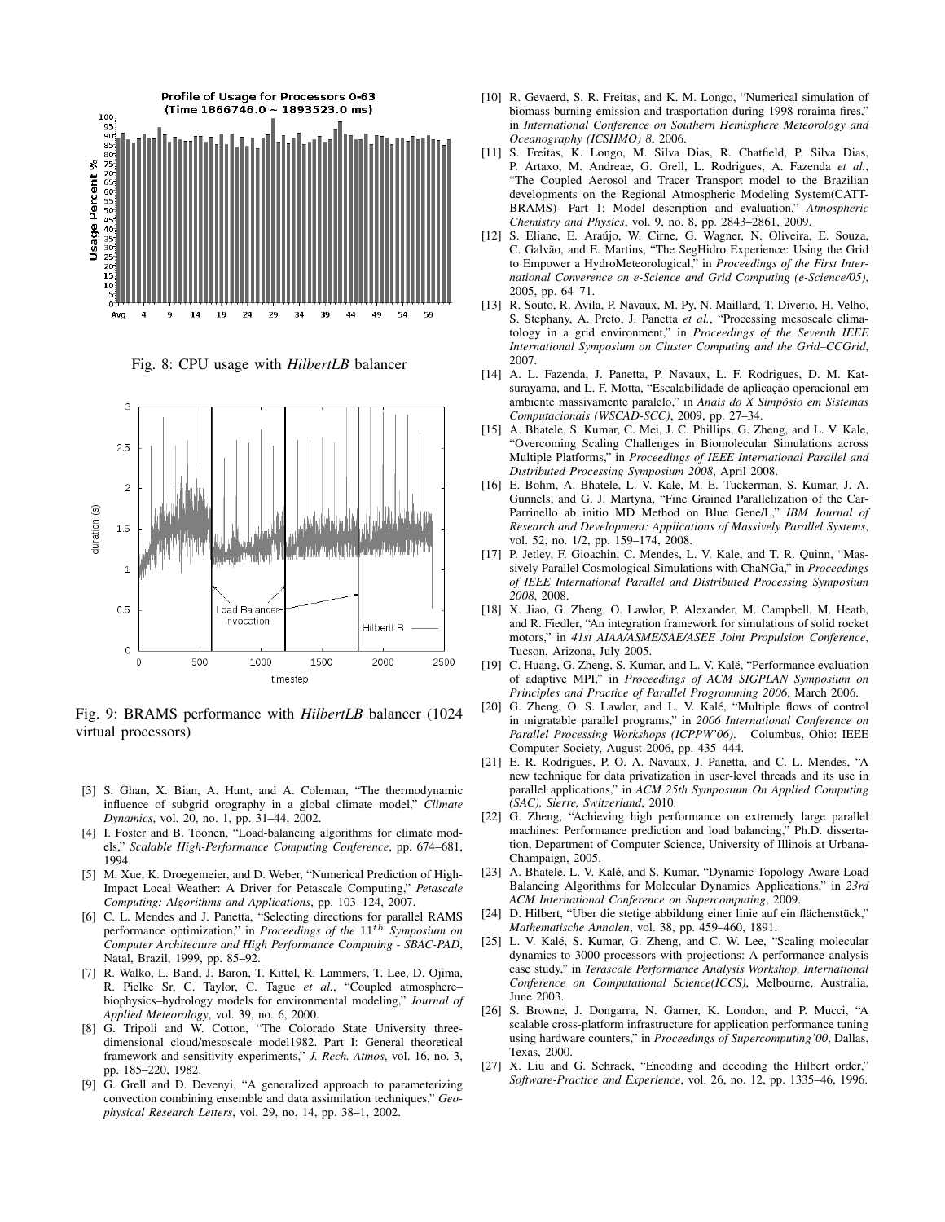Profile of Usage for Processors 0-63
(Time 1866746.0 ~ 1893523.0 ms)

Usage Percent %

100
95
90
85
80
75
70
65
60
55
50
45
40
35
30
25
20
15
10
5
0

Avg 4 9 14 19 24 29 34 39 44 49 54 59

Fig. 8: CPU usage with *HilbertLB* balancer

duration (s)

3
2.5
2
1.5
1
0.5
0

0 500 1000 1500 2000 2500

timestep

Load Balancer invocation

HilbertLB

Fig. 9: BRAMS performance with *HilbertLB* balancer (1024 virtual processors)

[3] S. Ghan, X. Bian, A. Hunt, and A. Coleman, "The thermodynamic influence of subgrid orography in a global climate model," *Climate Dynamics*, vol. 20, no. 1, pp. 31–44, 2002.

[4] I. Foster and B. Toonen, "Load-balancing algorithms for climate models," *Scalable High-Performance Computing Conference*, pp. 674–681, 1994.

[5] M. Xue, K. Droegemeier, and D. Weber, "Numerical Prediction of High-Impact Local Weather: A Driver for Petascale Computing," *Petascale Computing: Algorithms and Applications*, pp. 103–124, 2007.

[6] C. L. Mendes and J. Panetta, "Selecting directions for parallel RAMS performance optimization," in *Proceedings of the* $11^{th}$ *Symposium on Computer Architecture and High Performance Computing - SBAC-PAD*, Natal, Brazil, 1999, pp. 85–92.

[7] R. Walko, L. Band, J. Baron, T. Kittel, R. Lammers, T. Lee, D. Ojima, R. Pielke Sr, C. Taylor, C. Tague *et al.*, "Coupled atmosphere–biophysics–hydrology models for environmental modeling," *Journal of Applied Meteorology*, vol. 39, no. 6, 2000.

[8] G. Tripoli and W. Cotton, "The Colorado State University three-dimensional cloud/mesoscale model1982. Part I: General theoretical framework and sensitivity experiments," *J. Rech. Atmos*, vol. 16, no. 3, pp. 185–220, 1982.

[9] G. Grell and D. Devenyi, "A generalized approach to parameterizing convection combining ensemble and data assimilation techniques," *Geophysical Research Letters*, vol. 29, no. 14, pp. 38–1, 2002.

[10] R. Gevaerd, S. R. Freitas, and K. M. Longo, "Numerical simulation of biomass burning emission and trasportation during 1998 roraima fires," in *International Conference on Southern Hemisphere Meteorology and Oceanography (ICSHMO) 8*, 2006.

[11] S. Freitas, K. Longo, M. Silva Dias, R. Chatfield, P. Silva Dias, P. Artaxo, M. Andreae, G. Grell, L. Rodrigues, A. Fazenda *et al.*, "The Coupled Aerosol and Tracer Transport model to the Brazilian developments on the Regional Atmospheric Modeling System(CATT-BRAMS)- Part 1: Model description and evaluation," *Atmospheric Chemistry and Physics*, vol. 9, no. 8, pp. 2843–2861, 2009.

[12] S. Eliane, E. Araújo, W. Cirne, G. Wagner, N. Oliveira, E. Souza, C. Galvão, and E. Martins, "The SegHidro Experience: Using the Grid to Empower a HydroMeteorological," in *Proceedings of the First International Converence on e-Science and Grid Computing (e-Science/05)*, 2005, pp. 64–71.

[13] R. Souto, R. Avila, P. Navaux, M. Py, N. Maillard, T. Diverio, H. Velho, S. Stephany, A. Preto, J. Panetta *et al.*, "Processing mesoscale climatology in a grid environment," in *Proceedings of the Seventh IEEE International Symposium on Cluster Computing and the Grid–CCGrid*, 2007.

[14] A. L. Fazenda, J. Panetta, P. Navaux, L. F. Rodrigues, D. M. Katsurayama, and L. F. Motta, "Escalabilidade de aplicação operacional em ambiente massivamente paralelo," in *Anais do X Simpósio em Sistemas Computacionais (WSCAD-SCC)*, 2009, pp. 27–34.

[15] A. Bhatele, S. Kumar, C. Mei, J. C. Phillips, G. Zheng, and L. V. Kale, "Overcoming Scaling Challenges in Biomolecular Simulations across Multiple Platforms," in *Proceedings of IEEE International Parallel and Distributed Processing Symposium 2008*, April 2008.

[16] E. Bohm, A. Bhatele, L. V. Kale, M. E. Tuckerman, S. Kumar, J. A. Gunnels, and G. J. Martyna, "Fine Grained Parallelization of the Car-Parrinello ab initio MD Method on Blue Gene/L," *IBM Journal of Research and Development: Applications of Massively Parallel Systems*, vol. 52, no. 1/2, pp. 159–174, 2008.

[17] P. Jetley, F. Gioachin, C. Mendes, L. V. Kale, and T. R. Quinn, "Massively Parallel Cosmological Simulations with ChaNGa," in *Proceedings of IEEE International Parallel and Distributed Processing Symposium 2008*, 2008.

[18] X. Jiao, G. Zheng, O. Lawlor, P. Alexander, M. Campbell, M. Heath, and R. Fiedler, "An integration framework for simulations of solid rocket motors," in *41st AIAA/ASME/SAE/ASEE Joint Propulsion Conference*, Tucson, Arizona, July 2005.

[19] C. Huang, G. Zheng, S. Kumar, and L. V. Kalé, "Performance evaluation of adaptive MPI," in *Proceedings of ACM SIGPLAN Symposium on Principles and Practice of Parallel Programming 2006*, March 2006.

[20] G. Zheng, O. S. Lawlor, and L. V. Kalé, "Multiple flows of control in migratable parallel programs," in *2006 International Conference on Parallel Processing Workshops (ICPPW'06)*. Columbus, Ohio: IEEE Computer Society, August 2006, pp. 435–444.

[21] E. R. Rodrigues, P. O. A. Navaux, J. Panetta, and C. L. Mendes, "A new technique for data privatization in user-level threads and its use in parallel applications," in *ACM 25th Symposium On Applied Computing (SAC), Sierre, Switzerland*, 2010.

[22] G. Zheng, "Achieving high performance on extremely large parallel machines: Performance prediction and load balancing," Ph.D. dissertation, Department of Computer Science, University of Illinois at Urbana-Champaign, 2005.

[23] A. Bhatelé, L. V. Kalé, and S. Kumar, "Dynamic Topology Aware Load Balancing Algorithms for Molecular Dynamics Applications," in *23rd ACM International Conference on Supercomputing*, 2009.

[24] D. Hilbert, "Über die stetige abbildung einer linie auf ein flächenstück," *Mathematische Annalen*, vol. 38, pp. 459–460, 1891.

[25] L. V. Kalé, S. Kumar, G. Zheng, and C. W. Lee, "Scaling molecular dynamics to 3000 processors with projections: A performance analysis case study," in *Terascale Performance Analysis Workshop, International Conference on Computational Science(ICCS)*, Melbourne, Australia, June 2003.

[26] S. Browne, J. Dongarra, N. Garner, K. London, and P. Mucci, "A scalable cross-platform infrastructure for application performance tuning using hardware counters," in *Proceedings of Supercomputing'00*, Dallas, Texas, 2000.

[27] X. Liu and G. Schrack, "Encoding and decoding the Hilbert order," *Software-Practice and Experience*, vol. 26, no. 12, pp. 1335–46, 1996.